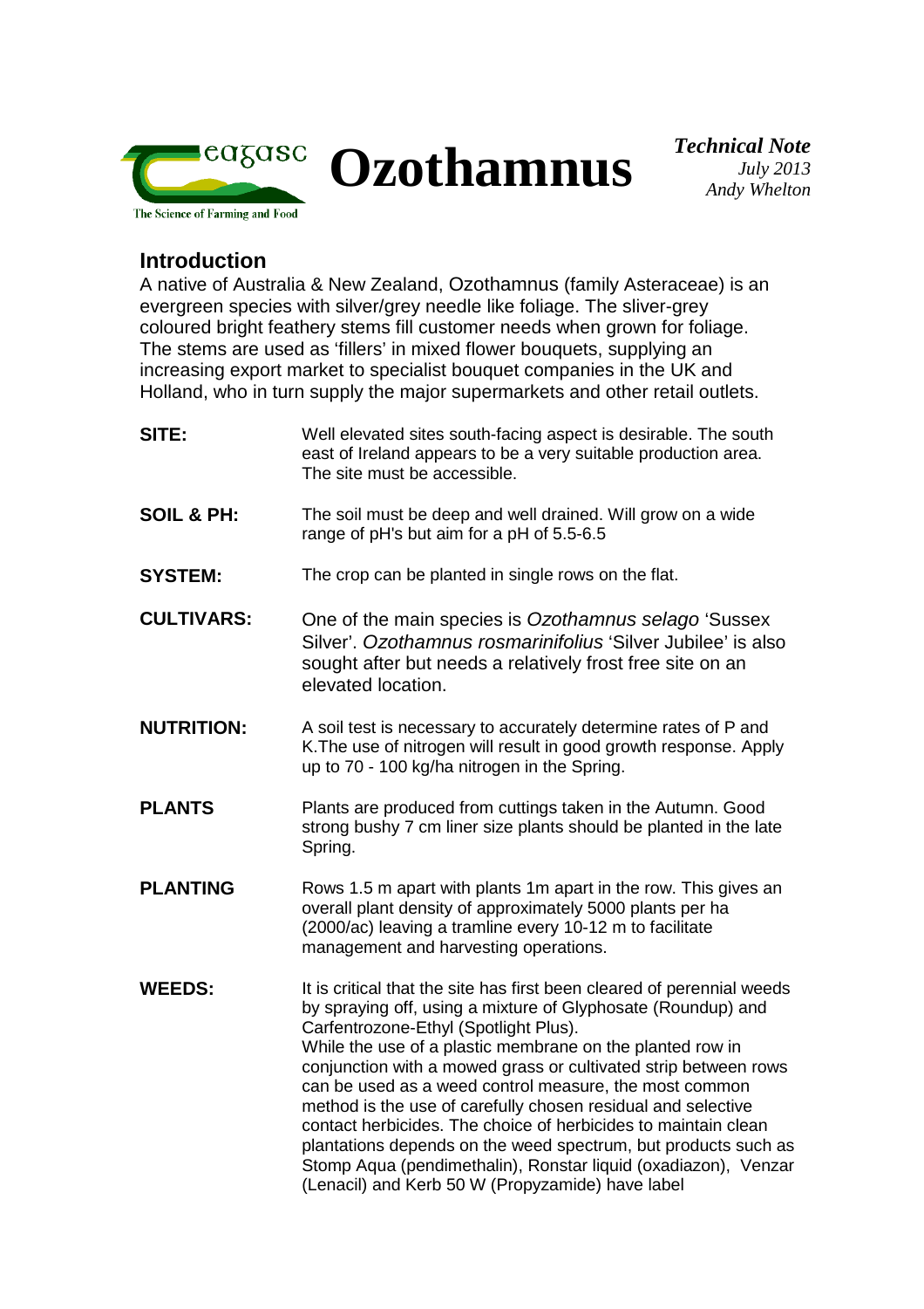# Ozothamnus

*Technical Note*
*July 2013*
*Andy Whelton*

## Introduction

A native of Australia & New Zealand, Ozothamnus (family Asteraceae) is an evergreen species with silver/grey needle like foliage. The sliver-grey coloured bright feathery stems fill customer needs when grown for foliage. The stems are used as 'fillers' in mixed flower bouquets, supplying an increasing export market to specialist bouquet companies in the UK and Holland, who in turn supply the major supermarkets and other retail outlets.

**SITE:** Well elevated sites south-facing aspect is desirable. The south east of Ireland appears to be a very suitable production area. The site must be accessible.

**SOIL & PH:** The soil must be deep and well drained. Will grow on a wide range of pH's but aim for a pH of 5.5-6.5

**SYSTEM:** The crop can be planted in single rows on the flat.

**CULTIVARS:** One of the main species is *Ozothamnus selago* 'Sussex Silver'. *Ozothamnus rosmarinifolius* 'Silver Jubilee' is also sought after but needs a relatively frost free site on an elevated location.

**NUTRITION:** A soil test is necessary to accurately determine rates of P and K.The use of nitrogen will result in good growth response. Apply up to 70 - 100 kg/ha nitrogen in the Spring.

**PLANTS** Plants are produced from cuttings taken in the Autumn. Good strong bushy 7 cm liner size plants should be planted in the late Spring.

**PLANTING** Rows 1.5 m apart with plants 1m apart in the row. This gives an overall plant density of approximately 5000 plants per ha (2000/ac) leaving a tramline every 10-12 m to facilitate management and harvesting operations.

**WEEDS:** It is critical that the site has first been cleared of perennial weeds by spraying off, using a mixture of Glyphosate (Roundup) and Carfentrozone-Ethyl (Spotlight Plus).
While the use of a plastic membrane on the planted row in conjunction with a mowed grass or cultivated strip between rows can be used as a weed control measure, the most common method is the use of carefully chosen residual and selective contact herbicides. The choice of herbicides to maintain clean plantations depends on the weed spectrum, but products such as Stomp Aqua (pendimethalin), Ronstar liquid (oxadiazon), Venzar (Lenacil) and Kerb 50 W (Propyzamide) have label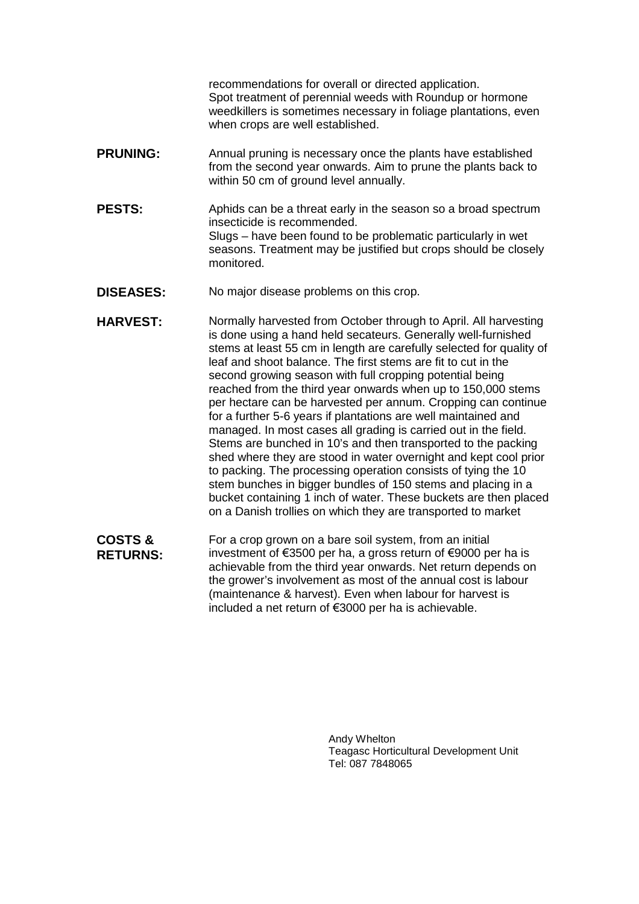recommendations for overall or directed application.
Spot treatment of perennial weeds with Roundup or hormone weedkillers is sometimes necessary in foliage plantations, even when crops are well established.

**PRUNING:** Annual pruning is necessary once the plants have established from the second year onwards. Aim to prune the plants back to within 50 cm of ground level annually.

**PESTS:** Aphids can be a threat early in the season so a broad spectrum insecticide is recommended.
Slugs – have been found to be problematic particularly in wet seasons. Treatment may be justified but crops should be closely monitored.

**DISEASES:** No major disease problems on this crop.

**HARVEST:** Normally harvested from October through to April. All harvesting is done using a hand held secateurs. Generally well-furnished stems at least 55 cm in length are carefully selected for quality of leaf and shoot balance. The first stems are fit to cut in the second growing season with full cropping potential being reached from the third year onwards when up to 150,000 stems per hectare can be harvested per annum. Cropping can continue for a further 5-6 years if plantations are well maintained and managed. In most cases all grading is carried out in the field. Stems are bunched in 10's and then transported to the packing shed where they are stood in water overnight and kept cool prior to packing. The processing operation consists of tying the 10 stem bunches in bigger bundles of 150 stems and placing in a bucket containing 1 inch of water. These buckets are then placed on a Danish trollies on which they are transported to market

**COSTS & RETURNS:** For a crop grown on a bare soil system, from an initial investment of €3500 per ha, a gross return of €9000 per ha is achievable from the third year onwards. Net return depends on the grower's involvement as most of the annual cost is labour (maintenance & harvest). Even when labour for harvest is included a net return of €3000 per ha is achievable.

Andy Whelton
Teagasc Horticultural Development Unit
Tel: 087 7848065